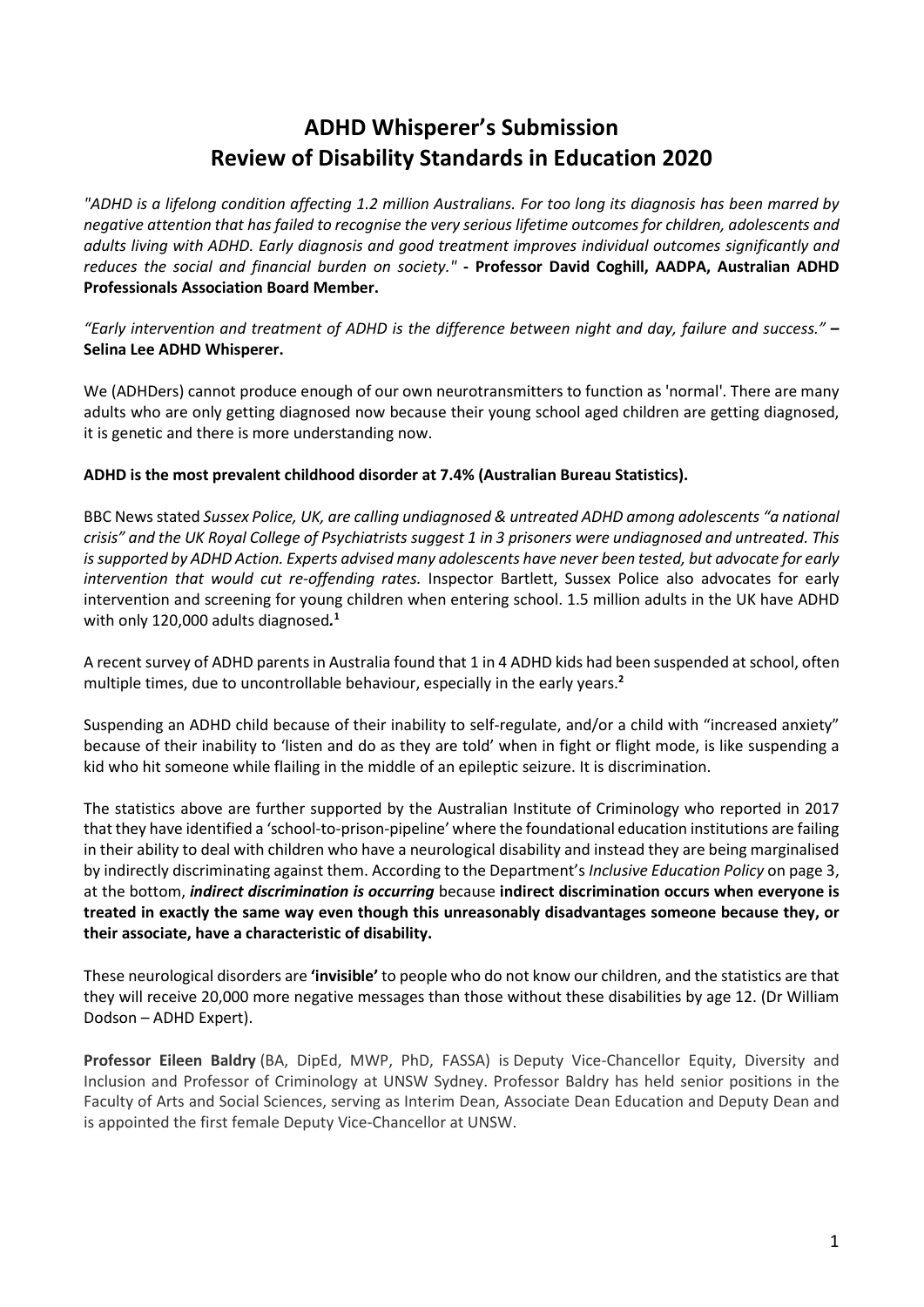# ADHD Whisperer's Submission
# Review of Disability Standards in Education 2020

*"ADHD is a lifelong condition affecting 1.2 million Australians. For too long its diagnosis has been marred by negative attention that has failed to recognise the very serious lifetime outcomes for children, adolescents and adults living with ADHD. Early diagnosis and good treatment improves individual outcomes significantly and reduces the social and financial burden on society."* **- Professor David Coghill, AADPA, Australian ADHD Professionals Association Board Member.**

*"Early intervention and treatment of ADHD is the difference between night and day, failure and success."* **– Selina Lee ADHD Whisperer.**

We (ADHDers) cannot produce enough of our own neurotransmitters to function as 'normal'. There are many adults who are only getting diagnosed now because their young school aged children are getting diagnosed, it is genetic and there is more understanding now.

**ADHD is the most prevalent childhood disorder at 7.4% (Australian Bureau Statistics).**

BBC News stated *Sussex Police, UK, are calling undiagnosed & untreated ADHD among adolescents "a national crisis" and the UK Royal College of Psychiatrists suggest 1 in 3 prisoners were undiagnosed and untreated. This is supported by ADHD Action. Experts advised many adolescents have never been tested, but advocate for early intervention that would cut re-offending rates.* Inspector Bartlett, Sussex Police also advocates for early intervention and screening for young children when entering school. 1.5 million adults in the UK have ADHD with only 120,000 adults diagnosed**.**[1]

A recent survey of ADHD parents in Australia found that 1 in 4 ADHD kids had been suspended at school, often multiple times, due to uncontrollable behaviour, especially in the early years.[2]

Suspending an ADHD child because of their inability to self-regulate, and/or a child with "increased anxiety" because of their inability to 'listen and do as they are told' when in fight or flight mode, is like suspending a kid who hit someone while flailing in the middle of an epileptic seizure. It is discrimination.

The statistics above are further supported by the Australian Institute of Criminology who reported in 2017 that they have identified a 'school-to-prison-pipeline' where the foundational education institutions are failing in their ability to deal with children who have a neurological disability and instead they are being marginalised by indirectly discriminating against them. According to the Department's *Inclusive Education Policy* on page 3, at the bottom, ***indirect discrimination is occurring*** because **indirect discrimination occurs when everyone is treated in exactly the same way even though this unreasonably disadvantages someone because they, or their associate, have a characteristic of disability.**

These neurological disorders are **'invisible'** to people who do not know our children, and the statistics are that they will receive 20,000 more negative messages than those without these disabilities by age 12. (Dr William Dodson – ADHD Expert).

**Professor Eileen Baldry** (BA, DipEd, MWP, PhD, FASSA) is Deputy Vice-Chancellor Equity, Diversity and Inclusion and Professor of Criminology at UNSW Sydney. Professor Baldry has held senior positions in the Faculty of Arts and Social Sciences, serving as Interim Dean, Associate Dean Education and Deputy Dean and is appointed the first female Deputy Vice-Chancellor at UNSW.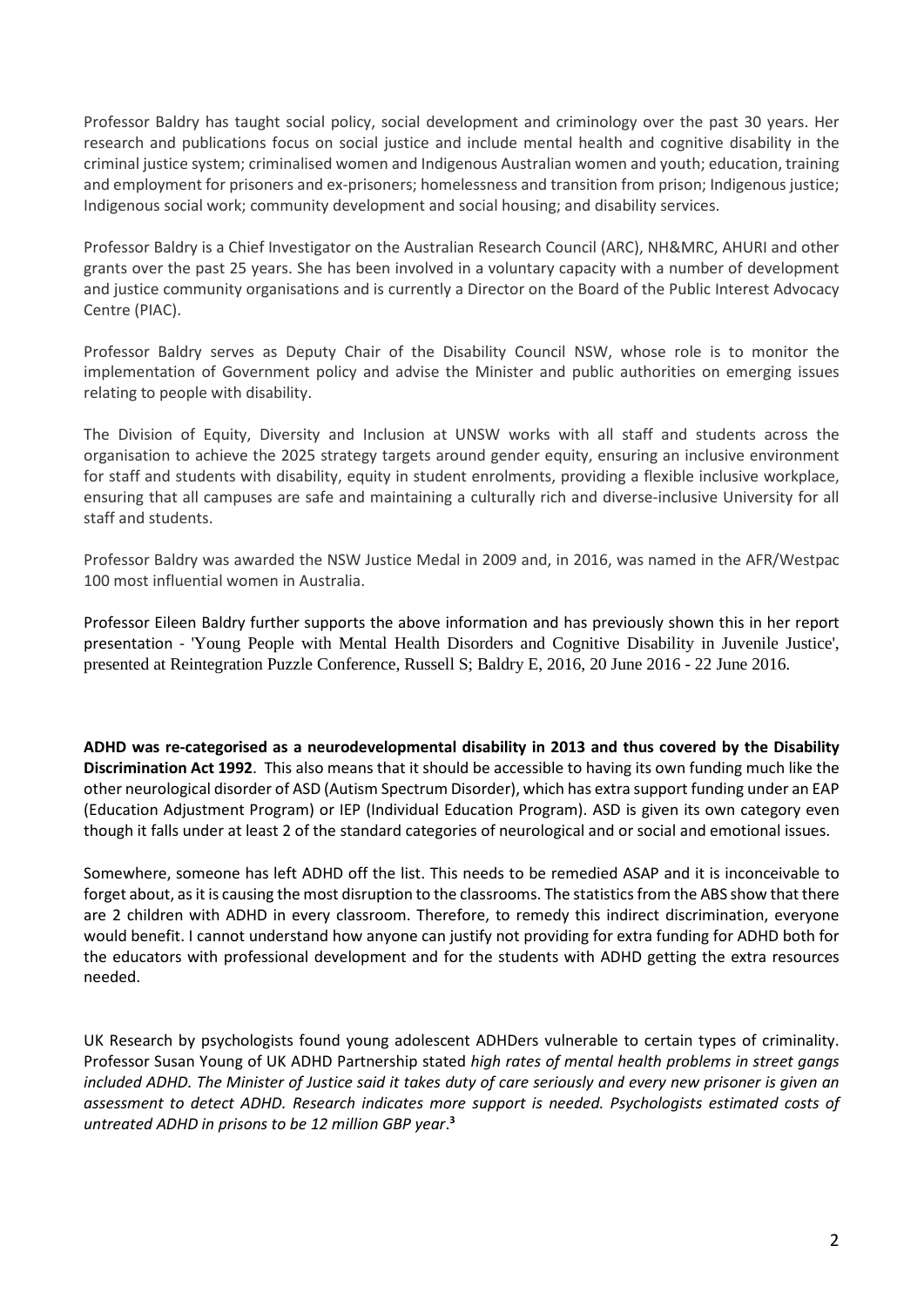Professor Baldry has taught social policy, social development and criminology over the past 30 years. Her research and publications focus on social justice and include mental health and cognitive disability in the criminal justice system; criminalised women and Indigenous Australian women and youth; education, training and employment for prisoners and ex-prisoners; homelessness and transition from prison; Indigenous justice; Indigenous social work; community development and social housing; and disability services.

Professor Baldry is a Chief Investigator on the Australian Research Council (ARC), NH&MRC, AHURI and other grants over the past 25 years. She has been involved in a voluntary capacity with a number of development and justice community organisations and is currently a Director on the Board of the Public Interest Advocacy Centre (PIAC).

Professor Baldry serves as Deputy Chair of the Disability Council NSW, whose role is to monitor the implementation of Government policy and advise the Minister and public authorities on emerging issues relating to people with disability.

The Division of Equity, Diversity and Inclusion at UNSW works with all staff and students across the organisation to achieve the 2025 strategy targets around gender equity, ensuring an inclusive environment for staff and students with disability, equity in student enrolments, providing a flexible inclusive workplace, ensuring that all campuses are safe and maintaining a culturally rich and diverse-inclusive University for all staff and students.

Professor Baldry was awarded the NSW Justice Medal in 2009 and, in 2016, was named in the AFR/Westpac 100 most influential women in Australia.

Professor Eileen Baldry further supports the above information and has previously shown this in her report presentation - 'Young People with Mental Health Disorders and Cognitive Disability in Juvenile Justice', presented at Reintegration Puzzle Conference, Russell S; Baldry E, 2016, 20 June 2016 - 22 June 2016.

**ADHD was re-categorised as a neurodevelopmental disability in 2013 and thus covered by the Disability Discrimination Act 1992**. This also means that it should be accessible to having its own funding much like the other neurological disorder of ASD (Autism Spectrum Disorder), which has extra support funding under an EAP (Education Adjustment Program) or IEP (Individual Education Program). ASD is given its own category even though it falls under at least 2 of the standard categories of neurological and or social and emotional issues.

Somewhere, someone has left ADHD off the list. This needs to be remedied ASAP and it is inconceivable to forget about, as it is causing the most disruption to the classrooms. The statistics from the ABS show that there are 2 children with ADHD in every classroom. Therefore, to remedy this indirect discrimination, everyone would benefit. I cannot understand how anyone can justify not providing for extra funding for ADHD both for the educators with professional development and for the students with ADHD getting the extra resources needed.

UK Research by psychologists found young adolescent ADHDers vulnerable to certain types of criminality. Professor Susan Young of UK ADHD Partnership stated *high rates of mental health problems in street gangs included ADHD. The Minister of Justice said it takes duty of care seriously and every new prisoner is given an assessment to detect ADHD. Research indicates more support is needed. Psychologists estimated costs of untreated ADHD in prisons to be 12 million GBP year*.[3]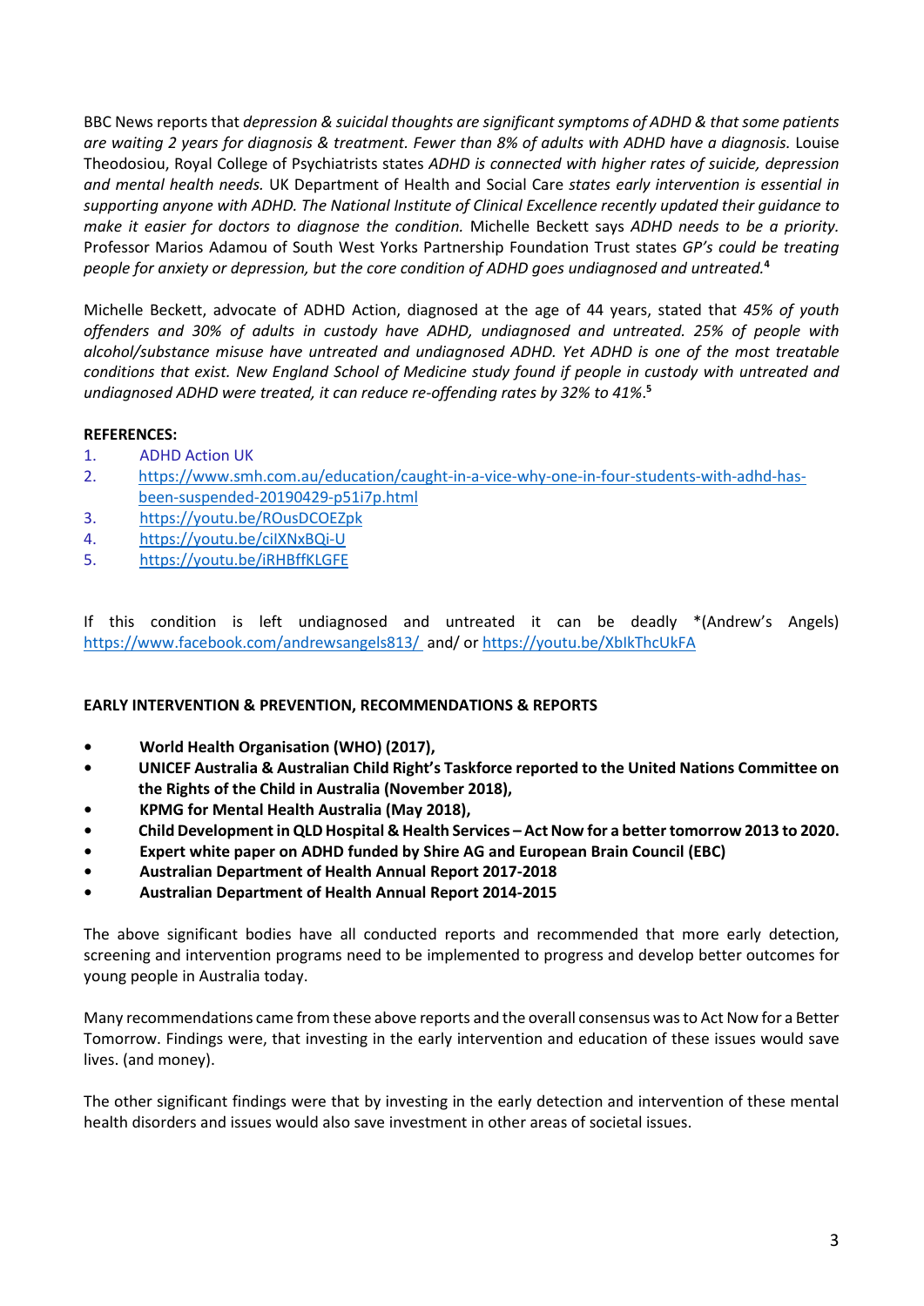BBC News reports that *depression & suicidal thoughts are significant symptoms of ADHD & that some patients are waiting 2 years for diagnosis & treatment. Fewer than 8% of adults with ADHD have a diagnosis.* Louise Theodosiou, Royal College of Psychiatrists states *ADHD is connected with higher rates of suicide, depression and mental health needs.* UK Department of Health and Social Care *states early intervention is essential in supporting anyone with ADHD. The National Institute of Clinical Excellence recently updated their guidance to make it easier for doctors to diagnose the condition.* Michelle Beckett says *ADHD needs to be a priority.* Professor Marios Adamou of South West Yorks Partnership Foundation Trust states *GP's could be treating people for anxiety or depression, but the core condition of ADHD goes undiagnosed and untreated.*[4]

Michelle Beckett, advocate of ADHD Action, diagnosed at the age of 44 years, stated that *45% of youth offenders and 30% of adults in custody have ADHD, undiagnosed and untreated. 25% of people with alcohol/substance misuse have untreated and undiagnosed ADHD. Yet ADHD is one of the most treatable conditions that exist. New England School of Medicine study found if people in custody with untreated and undiagnosed ADHD were treated, it can reduce re-offending rates by 32% to 41%.*[5]

**REFERENCES:**

1. ADHD Action UK
2. https://www.smh.com.au/education/caught-in-a-vice-why-one-in-four-students-with-adhd-has-been-suspended-20190429-p51i7p.html
3. https://youtu.be/ROusDCOEZpk
4. https://youtu.be/ciIXNxBQi-U
5. https://youtu.be/iRHBffKLGFE

If this condition is left undiagnosed and untreated it can be deadly *(Andrew's Angels) https://www.facebook.com/andrewsangels813/ and/ or https://youtu.be/XbIkThcUkFA

**EARLY INTERVENTION & PREVENTION, RECOMMENDATIONS & REPORTS**

- **World Health Organisation (WHO) (2017),**
- **UNICEF Australia & Australian Child Right's Taskforce reported to the United Nations Committee on the Rights of the Child in Australia (November 2018),**
- **KPMG for Mental Health Australia (May 2018),**
- **Child Development in QLD Hospital & Health Services – Act Now for a better tomorrow 2013 to 2020.**
- **Expert white paper on ADHD funded by Shire AG and European Brain Council (EBC)**
- **Australian Department of Health Annual Report 2017-2018**
- **Australian Department of Health Annual Report 2014-2015**

The above significant bodies have all conducted reports and recommended that more early detection, screening and intervention programs need to be implemented to progress and develop better outcomes for young people in Australia today.

Many recommendations came from these above reports and the overall consensus was to Act Now for a Better Tomorrow. Findings were, that investing in the early intervention and education of these issues would save lives. (and money).

The other significant findings were that by investing in the early detection and intervention of these mental health disorders and issues would also save investment in other areas of societal issues.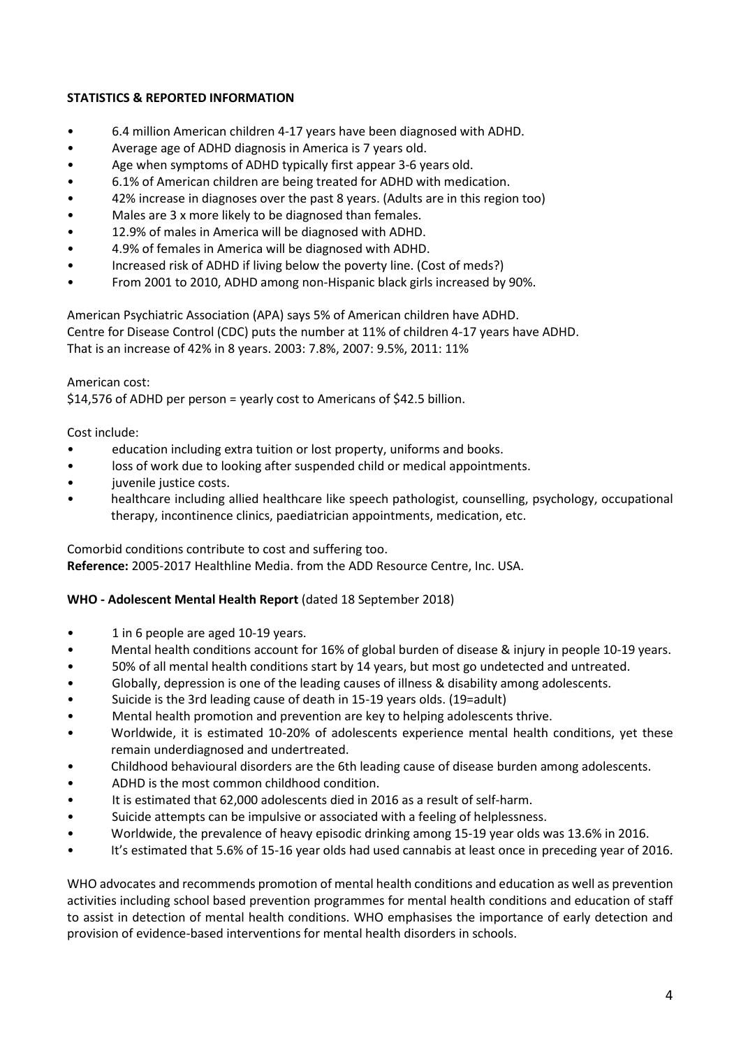**STATISTICS & REPORTED INFORMATION**

- 6.4 million American children 4-17 years have been diagnosed with ADHD.
- Average age of ADHD diagnosis in America is 7 years old.
- Age when symptoms of ADHD typically first appear 3-6 years old.
- 6.1% of American children are being treated for ADHD with medication.
- 42% increase in diagnoses over the past 8 years. (Adults are in this region too)
- Males are 3 x more likely to be diagnosed than females.
- 12.9% of males in America will be diagnosed with ADHD.
- 4.9% of females in America will be diagnosed with ADHD.
- Increased risk of ADHD if living below the poverty line. (Cost of meds?)
- From 2001 to 2010, ADHD among non-Hispanic black girls increased by 90%.

American Psychiatric Association (APA) says 5% of American children have ADHD.
Centre for Disease Control (CDC) puts the number at 11% of children 4-17 years have ADHD.
That is an increase of 42% in 8 years. 2003: 7.8%, 2007: 9.5%, 2011: 11%

American cost:
$14,576 of ADHD per person = yearly cost to Americans of $42.5 billion.

Cost include:

- education including extra tuition or lost property, uniforms and books.
- loss of work due to looking after suspended child or medical appointments.
- juvenile justice costs.
- healthcare including allied healthcare like speech pathologist, counselling, psychology, occupational therapy, incontinence clinics, paediatrician appointments, medication, etc.

Comorbid conditions contribute to cost and suffering too.
**Reference:** 2005-2017 Healthline Media. from the ADD Resource Centre, Inc. USA.

**WHO - Adolescent Mental Health Report** (dated 18 September 2018)

- 1 in 6 people are aged 10-19 years.
- Mental health conditions account for 16% of global burden of disease & injury in people 10-19 years.
- 50% of all mental health conditions start by 14 years, but most go undetected and untreated.
- Globally, depression is one of the leading causes of illness & disability among adolescents.
- Suicide is the 3rd leading cause of death in 15-19 years olds. (19=adult)
- Mental health promotion and prevention are key to helping adolescents thrive.
- Worldwide, it is estimated 10-20% of adolescents experience mental health conditions, yet these remain underdiagnosed and undertreated.
- Childhood behavioural disorders are the 6th leading cause of disease burden among adolescents.
- ADHD is the most common childhood condition.
- It is estimated that 62,000 adolescents died in 2016 as a result of self-harm.
- Suicide attempts can be impulsive or associated with a feeling of helplessness.
- Worldwide, the prevalence of heavy episodic drinking among 15-19 year olds was 13.6% in 2016.
- It's estimated that 5.6% of 15-16 year olds had used cannabis at least once in preceding year of 2016.

WHO advocates and recommends promotion of mental health conditions and education as well as prevention activities including school based prevention programmes for mental health conditions and education of staff to assist in detection of mental health conditions. WHO emphasises the importance of early detection and provision of evidence-based interventions for mental health disorders in schools.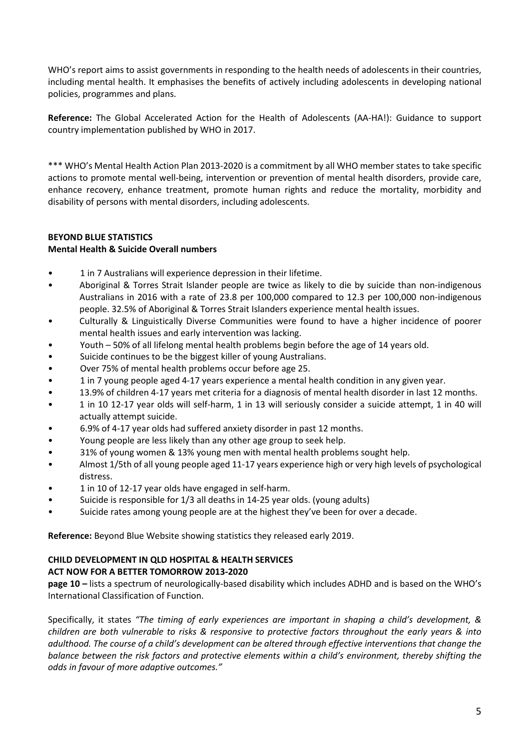WHO's report aims to assist governments in responding to the health needs of adolescents in their countries, including mental health. It emphasises the benefits of actively including adolescents in developing national policies, programmes and plans.

**Reference:** The Global Accelerated Action for the Health of Adolescents (AA-HA!): Guidance to support country implementation published by WHO in 2017.

*** WHO's Mental Health Action Plan 2013-2020 is a commitment by all WHO member states to take specific actions to promote mental well-being, intervention or prevention of mental health disorders, provide care, enhance recovery, enhance treatment, promote human rights and reduce the mortality, morbidity and disability of persons with mental disorders, including adolescents.

**BEYOND BLUE STATISTICS**
**Mental Health & Suicide Overall numbers**

- 1 in 7 Australians will experience depression in their lifetime.
- Aboriginal & Torres Strait Islander people are twice as likely to die by suicide than non-indigenous Australians in 2016 with a rate of 23.8 per 100,000 compared to 12.3 per 100,000 non-indigenous people. 32.5% of Aboriginal & Torres Strait Islanders experience mental health issues.
- Culturally & Linguistically Diverse Communities were found to have a higher incidence of poorer mental health issues and early intervention was lacking.
- Youth – 50% of all lifelong mental health problems begin before the age of 14 years old.
- Suicide continues to be the biggest killer of young Australians.
- Over 75% of mental health problems occur before age 25.
- 1 in 7 young people aged 4-17 years experience a mental health condition in any given year.
- 13.9% of children 4-17 years met criteria for a diagnosis of mental health disorder in last 12 months.
- 1 in 10 12-17 year olds will self-harm, 1 in 13 will seriously consider a suicide attempt, 1 in 40 will actually attempt suicide.
- 6.9% of 4-17 year olds had suffered anxiety disorder in past 12 months.
- Young people are less likely than any other age group to seek help.
- 31% of young women & 13% young men with mental health problems sought help.
- Almost 1/5th of all young people aged 11-17 years experience high or very high levels of psychological distress.
- 1 in 10 of 12-17 year olds have engaged in self-harm.
- Suicide is responsible for 1/3 all deaths in 14-25 year olds. (young adults)
- Suicide rates among young people are at the highest they've been for over a decade.

**Reference:** Beyond Blue Website showing statistics they released early 2019.

**CHILD DEVELOPMENT IN QLD HOSPITAL & HEALTH SERVICES**
**ACT NOW FOR A BETTER TOMORROW 2013-2020**

**page 10 –** lists a spectrum of neurologically-based disability which includes ADHD and is based on the WHO's International Classification of Function.

Specifically, it states *"The timing of early experiences are important in shaping a child's development, & children are both vulnerable to risks & responsive to protective factors throughout the early years & into adulthood. The course of a child's development can be altered through effective interventions that change the balance between the risk factors and protective elements within a child's environment, thereby shifting the odds in favour of more adaptive outcomes."*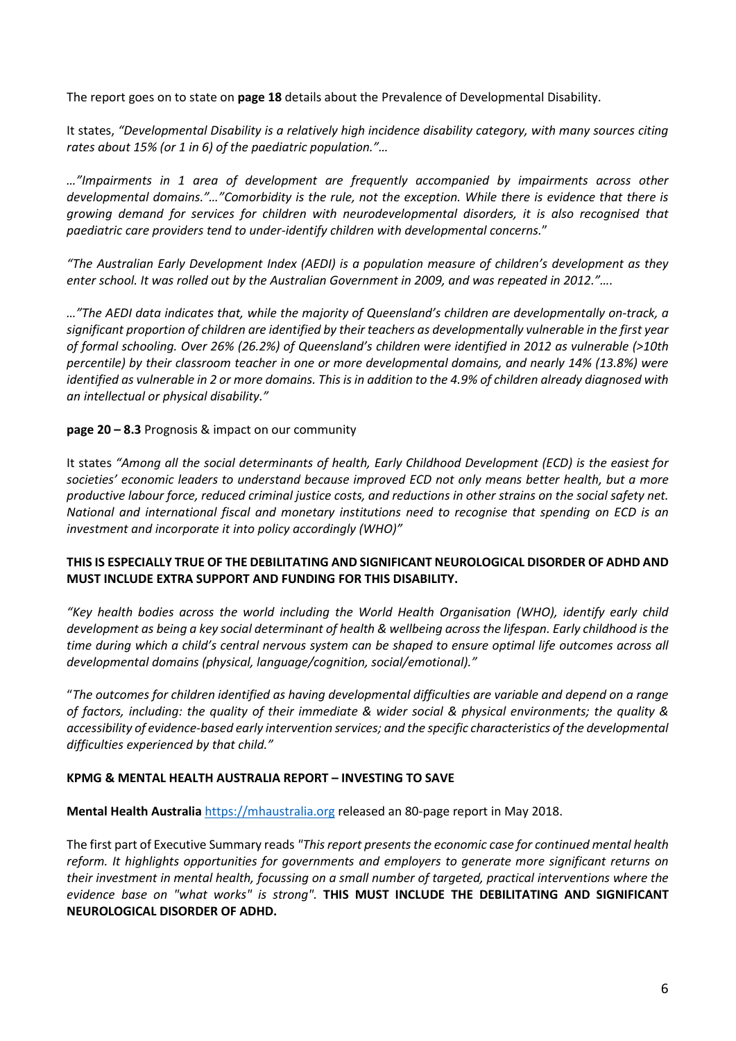The report goes on to state on **page 18** details about the Prevalence of Developmental Disability.

It states, *"Developmental Disability is a relatively high incidence disability category, with many sources citing rates about 15% (or 1 in 6) of the paediatric population."…*

*…"Impairments in 1 area of development are frequently accompanied by impairments across other developmental domains."…"Comorbidity is the rule, not the exception. While there is evidence that there is growing demand for services for children with neurodevelopmental disorders, it is also recognised that paediatric care providers tend to under-identify children with developmental concerns.*"

*"The Australian Early Development Index (AEDI) is a population measure of children's development as they enter school. It was rolled out by the Australian Government in 2009, and was repeated in 2012."….*

*…"The AEDI data indicates that, while the majority of Queensland's children are developmentally on-track, a significant proportion of children are identified by their teachers as developmentally vulnerable in the first year of formal schooling. Over 26% (26.2%) of Queensland's children were identified in 2012 as vulnerable (>10th percentile) by their classroom teacher in one or more developmental domains, and nearly 14% (13.8%) were identified as vulnerable in 2 or more domains. This is in addition to the 4.9% of children already diagnosed with an intellectual or physical disability."*

**page 20 – 8.3** Prognosis & impact on our community

It states *"Among all the social determinants of health, Early Childhood Development (ECD) is the easiest for societies' economic leaders to understand because improved ECD not only means better health, but a more productive labour force, reduced criminal justice costs, and reductions in other strains on the social safety net. National and international fiscal and monetary institutions need to recognise that spending on ECD is an investment and incorporate it into policy accordingly (WHO)"*

**THIS IS ESPECIALLY TRUE OF THE DEBILITATING AND SIGNIFICANT NEUROLOGICAL DISORDER OF ADHD AND MUST INCLUDE EXTRA SUPPORT AND FUNDING FOR THIS DISABILITY.**

*"Key health bodies across the world including the World Health Organisation (WHO), identify early child development as being a key social determinant of health & wellbeing across the lifespan. Early childhood is the time during which a child's central nervous system can be shaped to ensure optimal life outcomes across all developmental domains (physical, language/cognition, social/emotional)."*

"*The outcomes for children identified as having developmental difficulties are variable and depend on a range of factors, including: the quality of their immediate & wider social & physical environments; the quality & accessibility of evidence-based early intervention services; and the specific characteristics of the developmental difficulties experienced by that child."*

**KPMG & MENTAL HEALTH AUSTRALIA REPORT – INVESTING TO SAVE**

**Mental Health Australia** https://mhaustralia.org released an 80-page report in May 2018.

The first part of Executive Summary reads *"This report presents the economic case for continued mental health reform. It highlights opportunities for governments and employers to generate more significant returns on their investment in mental health, focussing on a small number of targeted, practical interventions where the evidence base on "what works" is strong".* **THIS MUST INCLUDE THE DEBILITATING AND SIGNIFICANT NEUROLOGICAL DISORDER OF ADHD.**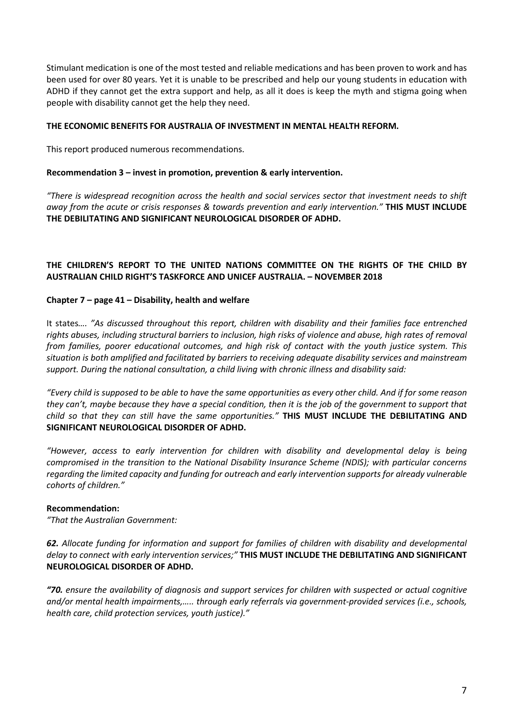Stimulant medication is one of the most tested and reliable medications and has been proven to work and has been used for over 80 years. Yet it is unable to be prescribed and help our young students in education with ADHD if they cannot get the extra support and help, as all it does is keep the myth and stigma going when people with disability cannot get the help they need.

**THE ECONOMIC BENEFITS FOR AUSTRALIA OF INVESTMENT IN MENTAL HEALTH REFORM.**

This report produced numerous recommendations.

**Recommendation 3 – invest in promotion, prevention & early intervention.**

*"There is widespread recognition across the health and social services sector that investment needs to shift away from the acute or crisis responses & towards prevention and early intervention."* **THIS MUST INCLUDE THE DEBILITATING AND SIGNIFICANT NEUROLOGICAL DISORDER OF ADHD.**

**THE CHILDREN'S REPORT TO THE UNITED NATIONS COMMITTEE ON THE RIGHTS OF THE CHILD BY AUSTRALIAN CHILD RIGHT'S TASKFORCE AND UNICEF AUSTRALIA. – NOVEMBER 2018**

**Chapter 7 – page 41 – Disability, health and welfare**

It states…. *"As discussed throughout this report, children with disability and their families face entrenched rights abuses, including structural barriers to inclusion, high risks of violence and abuse, high rates of removal from families, poorer educational outcomes, and high risk of contact with the youth justice system. This situation is both amplified and facilitated by barriers to receiving adequate disability services and mainstream support. During the national consultation, a child living with chronic illness and disability said:*

*"Every child is supposed to be able to have the same opportunities as every other child. And if for some reason they can't, maybe because they have a special condition, then it is the job of the government to support that child so that they can still have the same opportunities."* **THIS MUST INCLUDE THE DEBILITATING AND SIGNIFICANT NEUROLOGICAL DISORDER OF ADHD.**

*"However, access to early intervention for children with disability and developmental delay is being compromised in the transition to the National Disability Insurance Scheme (NDIS); with particular concerns regarding the limited capacity and funding for outreach and early intervention supports for already vulnerable cohorts of children."*

**Recommendation:**
*"That the Australian Government:*

***62.** Allocate funding for information and support for families of children with disability and developmental delay to connect with early intervention services;"* **THIS MUST INCLUDE THE DEBILITATING AND SIGNIFICANT NEUROLOGICAL DISORDER OF ADHD.**

***"70.** ensure the availability of diagnosis and support services for children with suspected or actual cognitive and/or mental health impairments,….. through early referrals via government-provided services (i.e., schools, health care, child protection services, youth justice)."*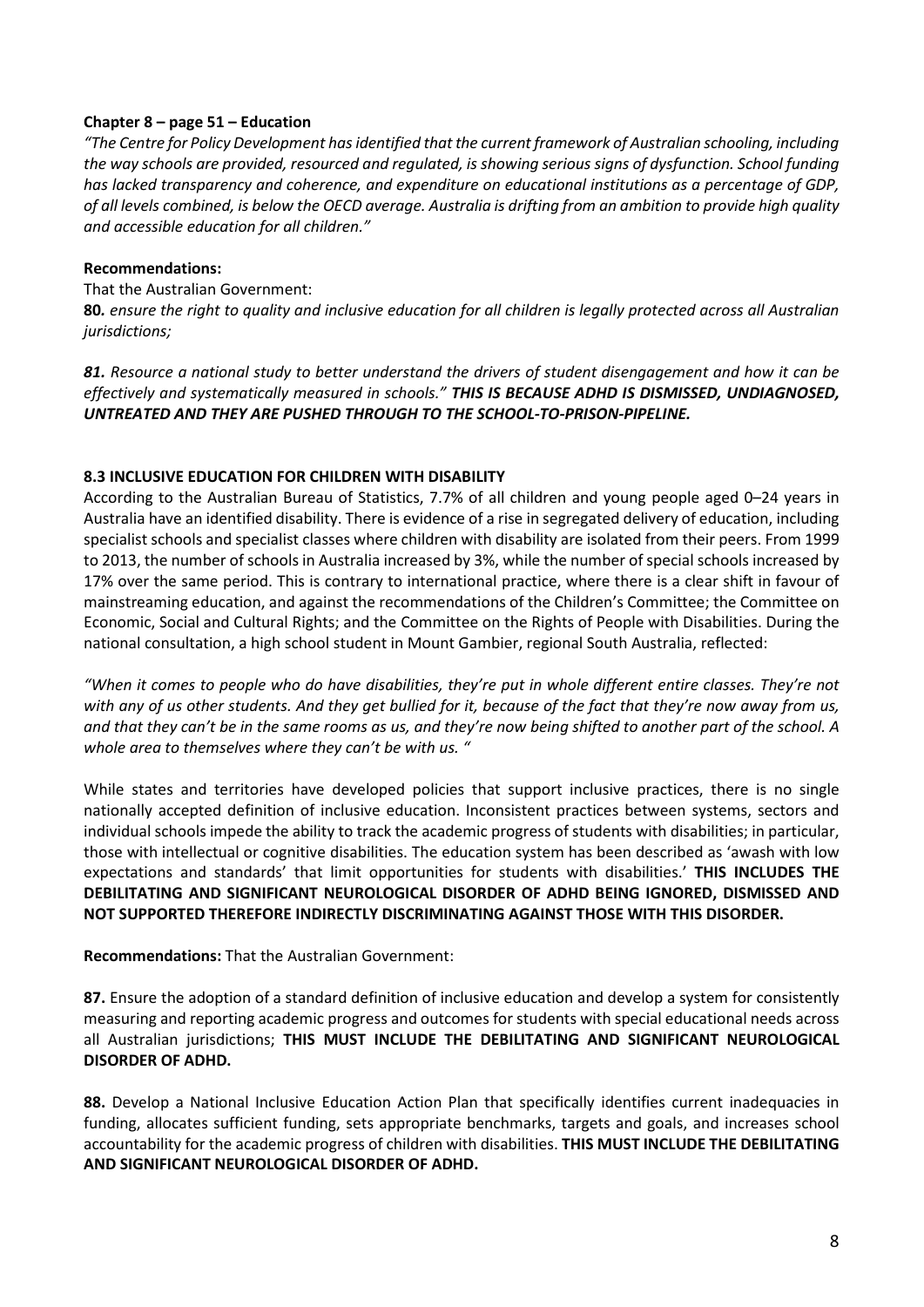**Chapter 8 – page 51 – Education**

*"The Centre for Policy Development has identified that the current framework of Australian schooling, including the way schools are provided, resourced and regulated, is showing serious signs of dysfunction. School funding has lacked transparency and coherence, and expenditure on educational institutions as a percentage of GDP, of all levels combined, is below the OECD average. Australia is drifting from an ambition to provide high quality and accessible education for all children."*

**Recommendations:**

That the Australian Government:

**80***. ensure the right to quality and inclusive education for all children is legally protected across all Australian jurisdictions;*

***81.*** *Resource a national study to better understand the drivers of student disengagement and how it can be effectively and systematically measured in schools."* ***THIS IS BECAUSE ADHD IS DISMISSED, UNDIAGNOSED, UNTREATED AND THEY ARE PUSHED THROUGH TO THE SCHOOL-TO-PRISON-PIPELINE.***

**8.3 INCLUSIVE EDUCATION FOR CHILDREN WITH DISABILITY**

According to the Australian Bureau of Statistics, 7.7% of all children and young people aged 0–24 years in Australia have an identified disability. There is evidence of a rise in segregated delivery of education, including specialist schools and specialist classes where children with disability are isolated from their peers. From 1999 to 2013, the number of schools in Australia increased by 3%, while the number of special schools increased by 17% over the same period. This is contrary to international practice, where there is a clear shift in favour of mainstreaming education, and against the recommendations of the Children's Committee; the Committee on Economic, Social and Cultural Rights; and the Committee on the Rights of People with Disabilities. During the national consultation, a high school student in Mount Gambier, regional South Australia, reflected:

*"When it comes to people who do have disabilities, they're put in whole different entire classes. They're not with any of us other students. And they get bullied for it, because of the fact that they're now away from us, and that they can't be in the same rooms as us, and they're now being shifted to another part of the school. A whole area to themselves where they can't be with us. "*

While states and territories have developed policies that support inclusive practices, there is no single nationally accepted definition of inclusive education. Inconsistent practices between systems, sectors and individual schools impede the ability to track the academic progress of students with disabilities; in particular, those with intellectual or cognitive disabilities. The education system has been described as 'awash with low expectations and standards' that limit opportunities for students with disabilities.' **THIS INCLUDES THE DEBILITATING AND SIGNIFICANT NEUROLOGICAL DISORDER OF ADHD BEING IGNORED, DISMISSED AND NOT SUPPORTED THEREFORE INDIRECTLY DISCRIMINATING AGAINST THOSE WITH THIS DISORDER.**

**Recommendations:** That the Australian Government:

**87.** Ensure the adoption of a standard definition of inclusive education and develop a system for consistently measuring and reporting academic progress and outcomes for students with special educational needs across all Australian jurisdictions; **THIS MUST INCLUDE THE DEBILITATING AND SIGNIFICANT NEUROLOGICAL DISORDER OF ADHD.**

**88.** Develop a National Inclusive Education Action Plan that specifically identifies current inadequacies in funding, allocates sufficient funding, sets appropriate benchmarks, targets and goals, and increases school accountability for the academic progress of children with disabilities. **THIS MUST INCLUDE THE DEBILITATING AND SIGNIFICANT NEUROLOGICAL DISORDER OF ADHD.**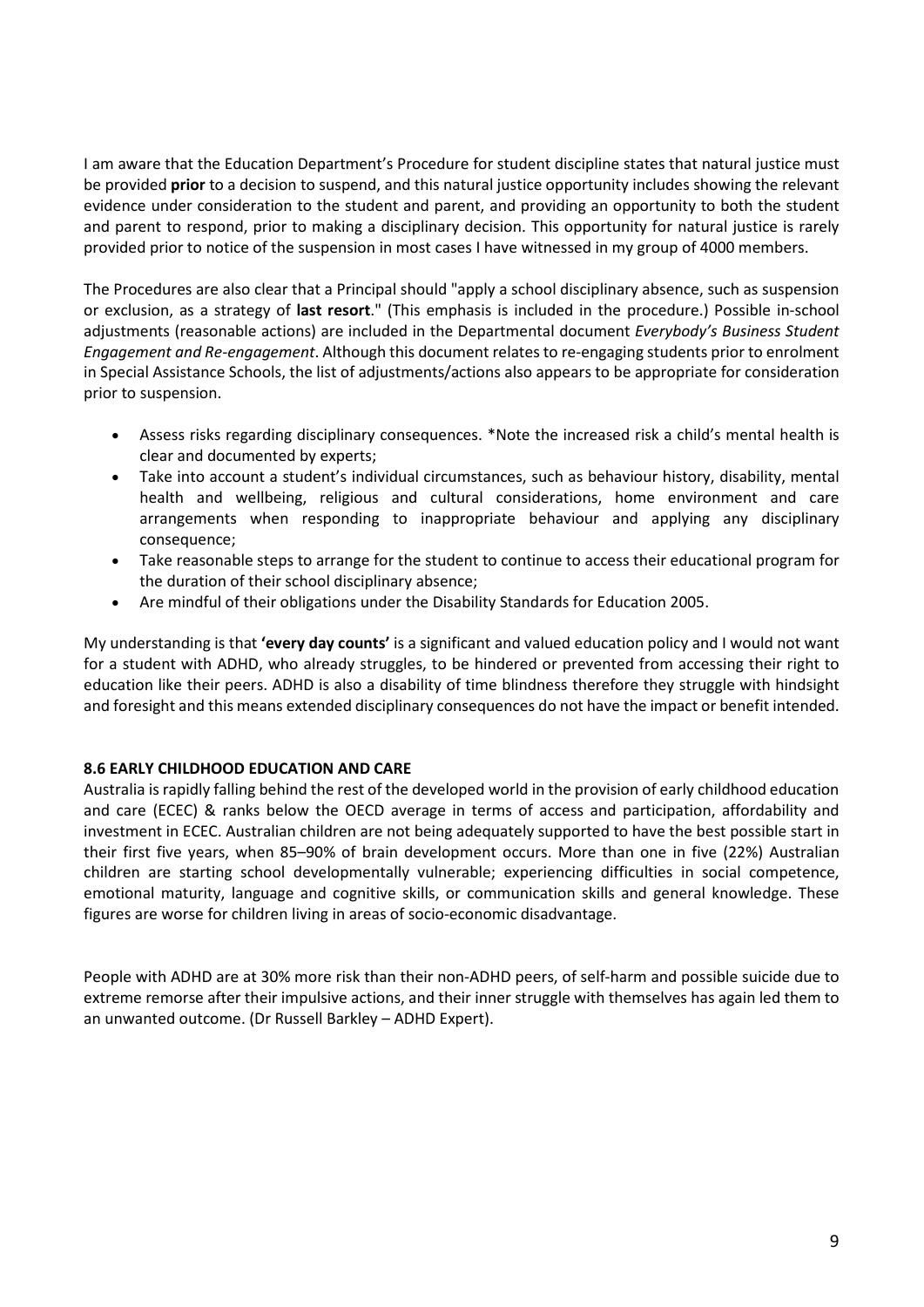I am aware that the Education Department's Procedure for student discipline states that natural justice must be provided **prior** to a decision to suspend, and this natural justice opportunity includes showing the relevant evidence under consideration to the student and parent, and providing an opportunity to both the student and parent to respond, prior to making a disciplinary decision. This opportunity for natural justice is rarely provided prior to notice of the suspension in most cases I have witnessed in my group of 4000 members.

The Procedures are also clear that a Principal should "apply a school disciplinary absence, such as suspension or exclusion, as a strategy of **last resort**." (This emphasis is included in the procedure.) Possible in-school adjustments (reasonable actions) are included in the Departmental document *Everybody's Business Student Engagement and Re-engagement*. Although this document relates to re-engaging students prior to enrolment in Special Assistance Schools, the list of adjustments/actions also appears to be appropriate for consideration prior to suspension.

- Assess risks regarding disciplinary consequences. *Note the increased risk a child's mental health is clear and documented by experts;
- Take into account a student's individual circumstances, such as behaviour history, disability, mental health and wellbeing, religious and cultural considerations, home environment and care arrangements when responding to inappropriate behaviour and applying any disciplinary consequence;
- Take reasonable steps to arrange for the student to continue to access their educational program for the duration of their school disciplinary absence;
- Are mindful of their obligations under the Disability Standards for Education 2005.

My understanding is that **'every day counts'** is a significant and valued education policy and I would not want for a student with ADHD, who already struggles, to be hindered or prevented from accessing their right to education like their peers. ADHD is also a disability of time blindness therefore they struggle with hindsight and foresight and this means extended disciplinary consequences do not have the impact or benefit intended.

## 8.6 EARLY CHILDHOOD EDUCATION AND CARE

Australia is rapidly falling behind the rest of the developed world in the provision of early childhood education and care (ECEC) & ranks below the OECD average in terms of access and participation, affordability and investment in ECEC. Australian children are not being adequately supported to have the best possible start in their first five years, when 85–90% of brain development occurs. More than one in five (22%) Australian children are starting school developmentally vulnerable; experiencing difficulties in social competence, emotional maturity, language and cognitive skills, or communication skills and general knowledge. These figures are worse for children living in areas of socio-economic disadvantage.

People with ADHD are at 30% more risk than their non-ADHD peers, of self-harm and possible suicide due to extreme remorse after their impulsive actions, and their inner struggle with themselves has again led them to an unwanted outcome. (Dr Russell Barkley – ADHD Expert).